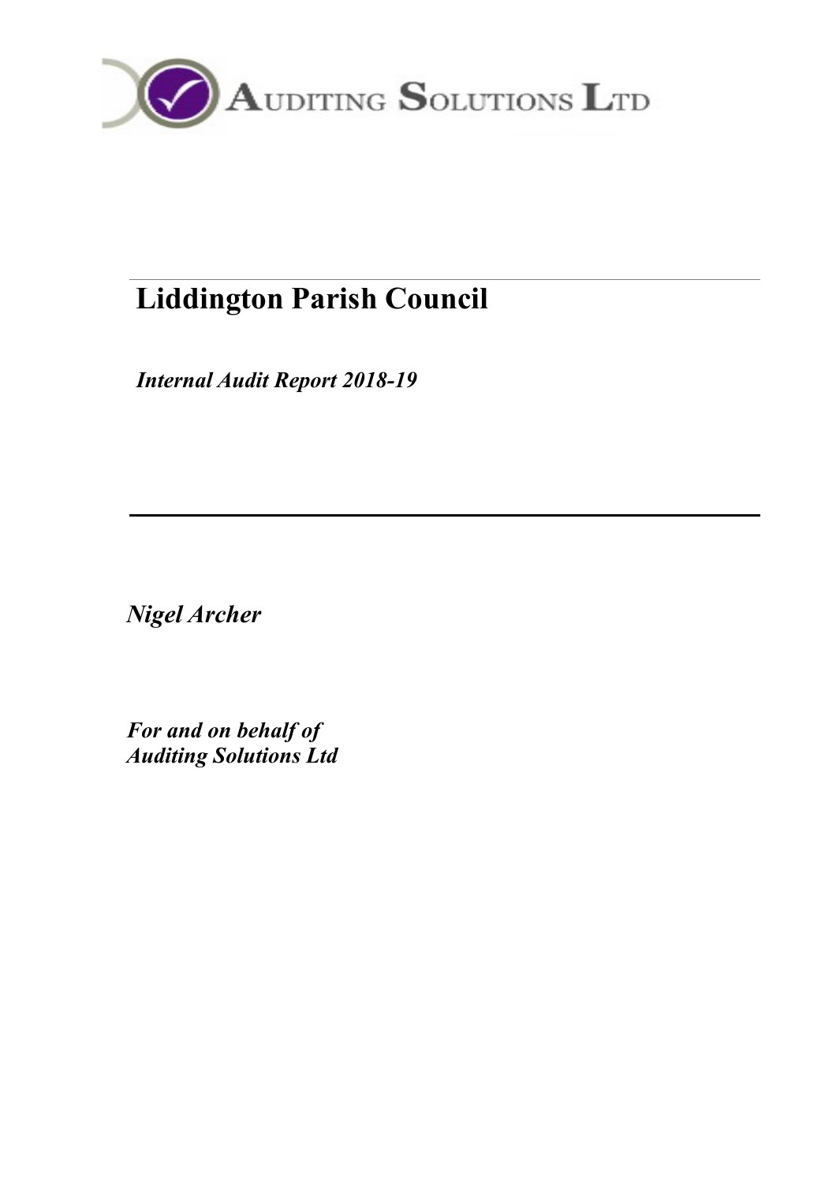Auditing Solutions Ltd

# Liddington Parish Council

***Internal Audit Report 2018-19***

---

***Nigel Archer***

***For and on behalf of***
***Auditing Solutions Ltd***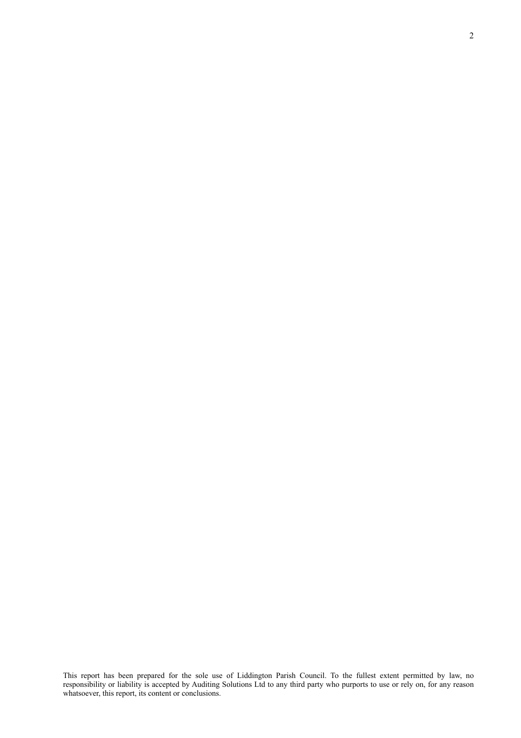This report has been prepared for the sole use of Liddington Parish Council. To the fullest extent permitted by law, no responsibility or liability is accepted by Auditing Solutions Ltd to any third party who purports to use or rely on, for any reason whatsoever, this report, its content or conclusions.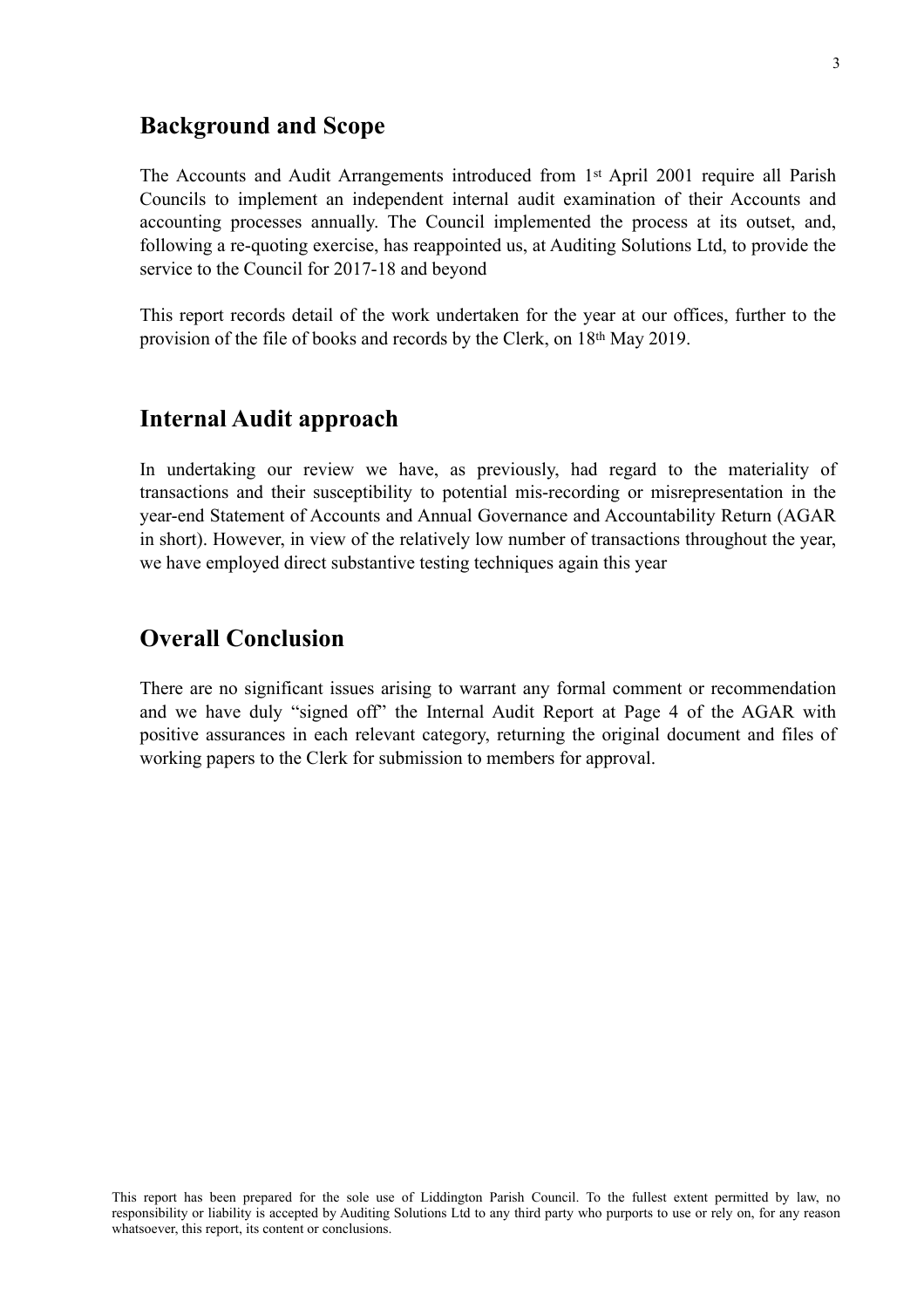## Background and Scope

The Accounts and Audit Arrangements introduced from 1st April 2001 require all Parish Councils to implement an independent internal audit examination of their Accounts and accounting processes annually. The Council implemented the process at its outset, and, following a re-quoting exercise, has reappointed us, at Auditing Solutions Ltd, to provide the service to the Council for 2017-18 and beyond

This report records detail of the work undertaken for the year at our offices, further to the provision of the file of books and records by the Clerk, on 18th May 2019.

## Internal Audit approach

In undertaking our review we have, as previously, had regard to the materiality of transactions and their susceptibility to potential mis-recording or misrepresentation in the year-end Statement of Accounts and Annual Governance and Accountability Return (AGAR in short). However, in view of the relatively low number of transactions throughout the year, we have employed direct substantive testing techniques again this year

## Overall Conclusion

There are no significant issues arising to warrant any formal comment or recommendation and we have duly "signed off" the Internal Audit Report at Page 4 of the AGAR with positive assurances in each relevant category, returning the original document and files of working papers to the Clerk for submission to members for approval.

This report has been prepared for the sole use of Liddington Parish Council. To the fullest extent permitted by law, no responsibility or liability is accepted by Auditing Solutions Ltd to any third party who purports to use or rely on, for any reason whatsoever, this report, its content or conclusions.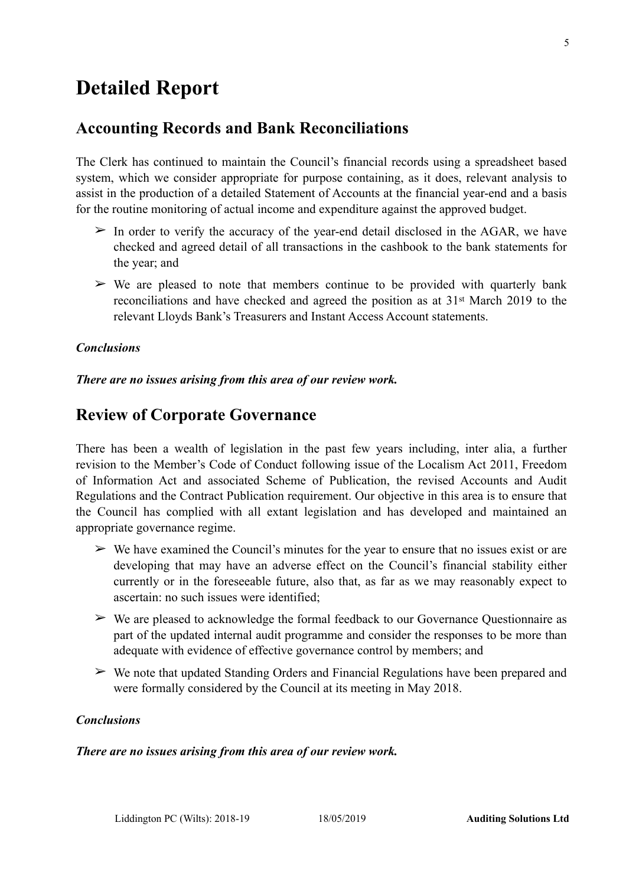# Detailed Report

## Accounting Records and Bank Reconciliations

The Clerk has continued to maintain the Council's financial records using a spreadsheet based system, which we consider appropriate for purpose containing, as it does, relevant analysis to assist in the production of a detailed Statement of Accounts at the financial year-end and a basis for the routine monitoring of actual income and expenditure against the approved budget.

- ➢ In order to verify the accuracy of the year-end detail disclosed in the AGAR, we have checked and agreed detail of all transactions in the cashbook to the bank statements for the year; and
- ➢ We are pleased to note that members continue to be provided with quarterly bank reconciliations and have checked and agreed the position as at 31st March 2019 to the relevant Lloyds Bank's Treasurers and Instant Access Account statements.

***Conclusions***

***There are no issues arising from this area of our review work.***

## Review of Corporate Governance

There has been a wealth of legislation in the past few years including, inter alia, a further revision to the Member's Code of Conduct following issue of the Localism Act 2011, Freedom of Information Act and associated Scheme of Publication, the revised Accounts and Audit Regulations and the Contract Publication requirement. Our objective in this area is to ensure that the Council has complied with all extant legislation and has developed and maintained an appropriate governance regime.

- ➢ We have examined the Council's minutes for the year to ensure that no issues exist or are developing that may have an adverse effect on the Council's financial stability either currently or in the foreseeable future, also that, as far as we may reasonably expect to ascertain: no such issues were identified;
- ➢ We are pleased to acknowledge the formal feedback to our Governance Questionnaire as part of the updated internal audit programme and consider the responses to be more than adequate with evidence of effective governance control by members; and
- ➢ We note that updated Standing Orders and Financial Regulations have been prepared and were formally considered by the Council at its meeting in May 2018.

***Conclusions***

***There are no issues arising from this area of our review work.***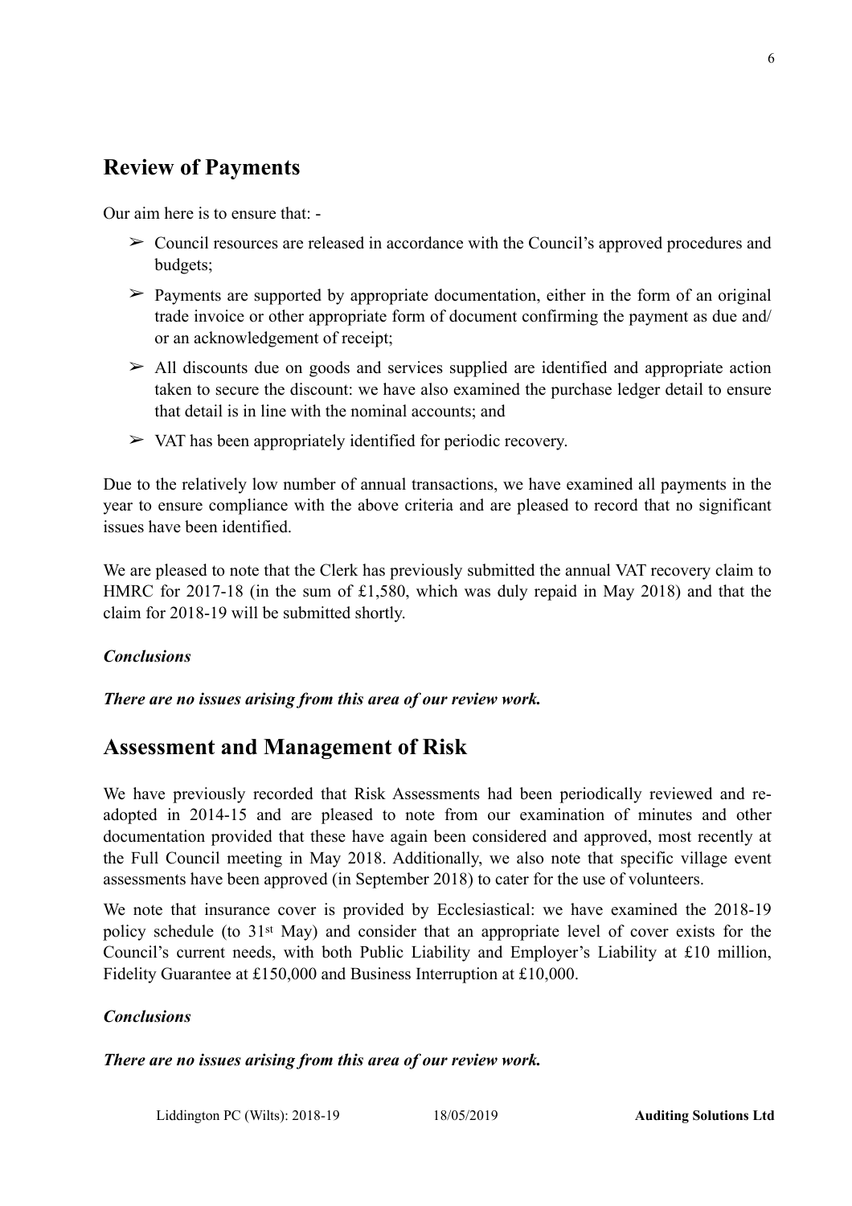## Review of Payments

Our aim here is to ensure that: -

- Council resources are released in accordance with the Council's approved procedures and budgets;
- Payments are supported by appropriate documentation, either in the form of an original trade invoice or other appropriate form of document confirming the payment as due and/ or an acknowledgement of receipt;
- All discounts due on goods and services supplied are identified and appropriate action taken to secure the discount: we have also examined the purchase ledger detail to ensure that detail is in line with the nominal accounts; and
- VAT has been appropriately identified for periodic recovery.

Due to the relatively low number of annual transactions, we have examined all payments in the year to ensure compliance with the above criteria and are pleased to record that no significant issues have been identified.

We are pleased to note that the Clerk has previously submitted the annual VAT recovery claim to HMRC for 2017-18 (in the sum of £1,580, which was duly repaid in May 2018) and that the claim for 2018-19 will be submitted shortly.

***Conclusions***

***There are no issues arising from this area of our review work.***

## Assessment and Management of Risk

We have previously recorded that Risk Assessments had been periodically reviewed and re-adopted in 2014-15 and are pleased to note from our examination of minutes and other documentation provided that these have again been considered and approved, most recently at the Full Council meeting in May 2018. Additionally, we also note that specific village event assessments have been approved (in September 2018) to cater for the use of volunteers.

We note that insurance cover is provided by Ecclesiastical: we have examined the 2018-19 policy schedule (to 31st May) and consider that an appropriate level of cover exists for the Council's current needs, with both Public Liability and Employer's Liability at £10 million, Fidelity Guarantee at £150,000 and Business Interruption at £10,000.

***Conclusions***

***There are no issues arising from this area of our review work.***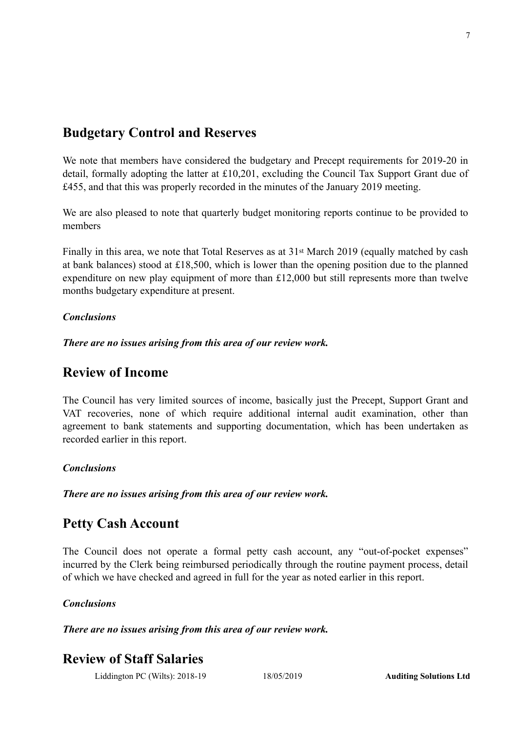## Budgetary Control and Reserves

We note that members have considered the budgetary and Precept requirements for 2019-20 in detail, formally adopting the latter at £10,201, excluding the Council Tax Support Grant due of £455, and that this was properly recorded in the minutes of the January 2019 meeting.

We are also pleased to note that quarterly budget monitoring reports continue to be provided to members

Finally in this area, we note that Total Reserves as at 31st March 2019 (equally matched by cash at bank balances) stood at £18,500, which is lower than the opening position due to the planned expenditure on new play equipment of more than £12,000 but still represents more than twelve months budgetary expenditure at present.

***Conclusions***

***There are no issues arising from this area of our review work.***

## Review of Income

The Council has very limited sources of income, basically just the Precept, Support Grant and VAT recoveries, none of which require additional internal audit examination, other than agreement to bank statements and supporting documentation, which has been undertaken as recorded earlier in this report.

***Conclusions***

***There are no issues arising from this area of our review work.***

## Petty Cash Account

The Council does not operate a formal petty cash account, any "out-of-pocket expenses" incurred by the Clerk being reimbursed periodically through the routine payment process, detail of which we have checked and agreed in full for the year as noted earlier in this report.

***Conclusions***

***There are no issues arising from this area of our review work.***

## Review of Staff Salaries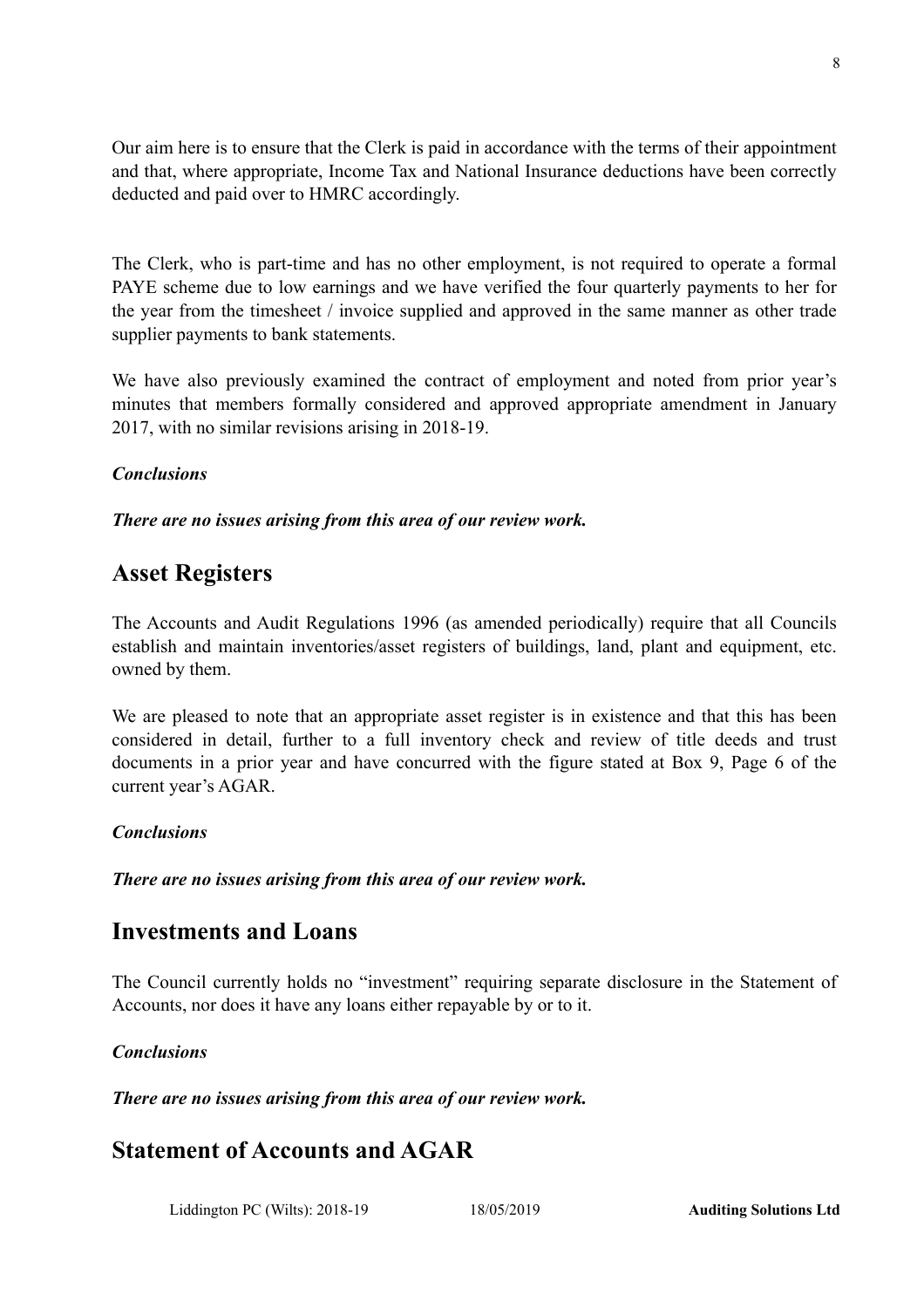Our aim here is to ensure that the Clerk is paid in accordance with the terms of their appointment and that, where appropriate, Income Tax and National Insurance deductions have been correctly deducted and paid over to HMRC accordingly.

The Clerk, who is part-time and has no other employment, is not required to operate a formal PAYE scheme due to low earnings and we have verified the four quarterly payments to her for the year from the timesheet / invoice supplied and approved in the same manner as other trade supplier payments to bank statements.

We have also previously examined the contract of employment and noted from prior year's minutes that members formally considered and approved appropriate amendment in January 2017, with no similar revisions arising in 2018-19.

***Conclusions***

***There are no issues arising from this area of our review work.***

## Asset Registers

The Accounts and Audit Regulations 1996 (as amended periodically) require that all Councils establish and maintain inventories/asset registers of buildings, land, plant and equipment, etc. owned by them.

We are pleased to note that an appropriate asset register is in existence and that this has been considered in detail, further to a full inventory check and review of title deeds and trust documents in a prior year and have concurred with the figure stated at Box 9, Page 6 of the current year's AGAR.

***Conclusions***

***There are no issues arising from this area of our review work.***

## Investments and Loans

The Council currently holds no "investment" requiring separate disclosure in the Statement of Accounts, nor does it have any loans either repayable by or to it.

***Conclusions***

***There are no issues arising from this area of our review work.***

## Statement of Accounts and AGAR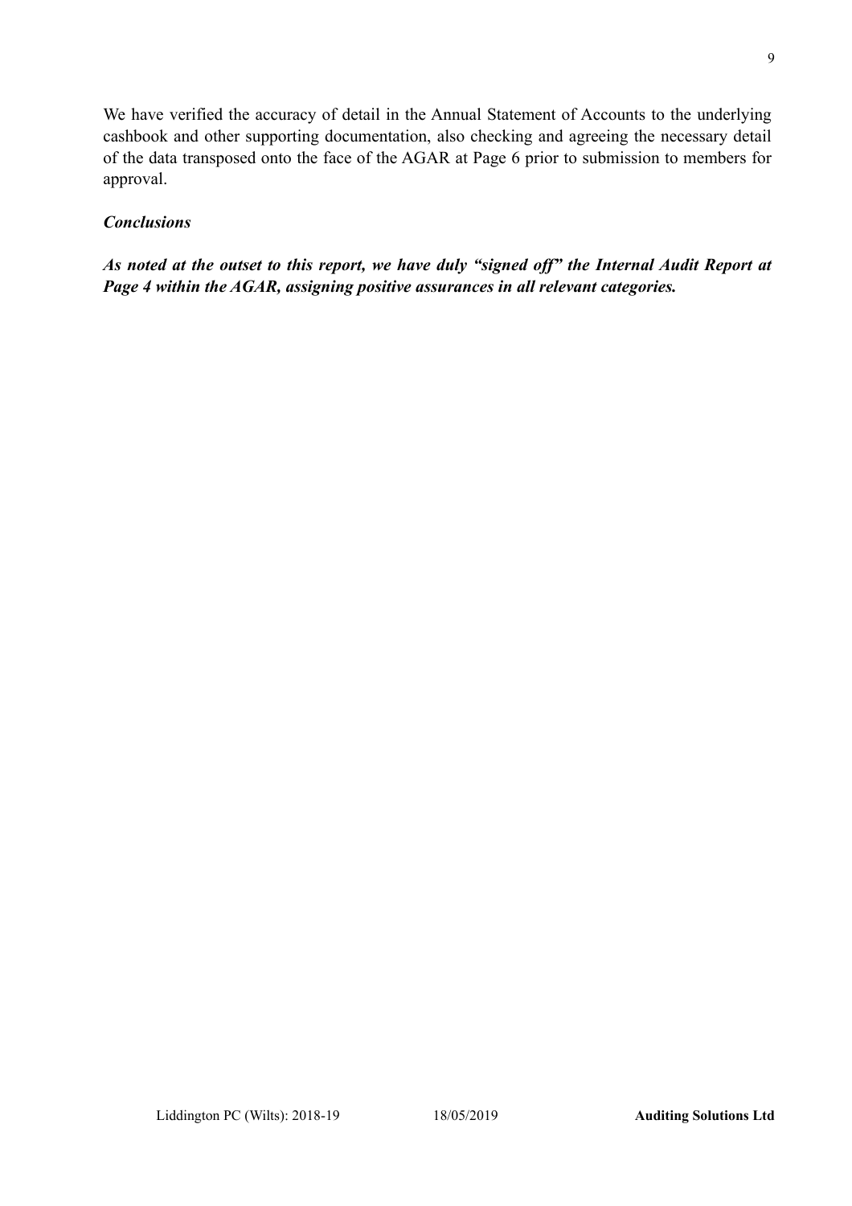We have verified the accuracy of detail in the Annual Statement of Accounts to the underlying cashbook and other supporting documentation, also checking and agreeing the necessary detail of the data transposed onto the face of the AGAR at Page 6 prior to submission to members for approval.

***Conclusions***

***As noted at the outset to this report, we have duly "signed off" the Internal Audit Report at Page 4 within the AGAR, assigning positive assurances in all relevant categories.***